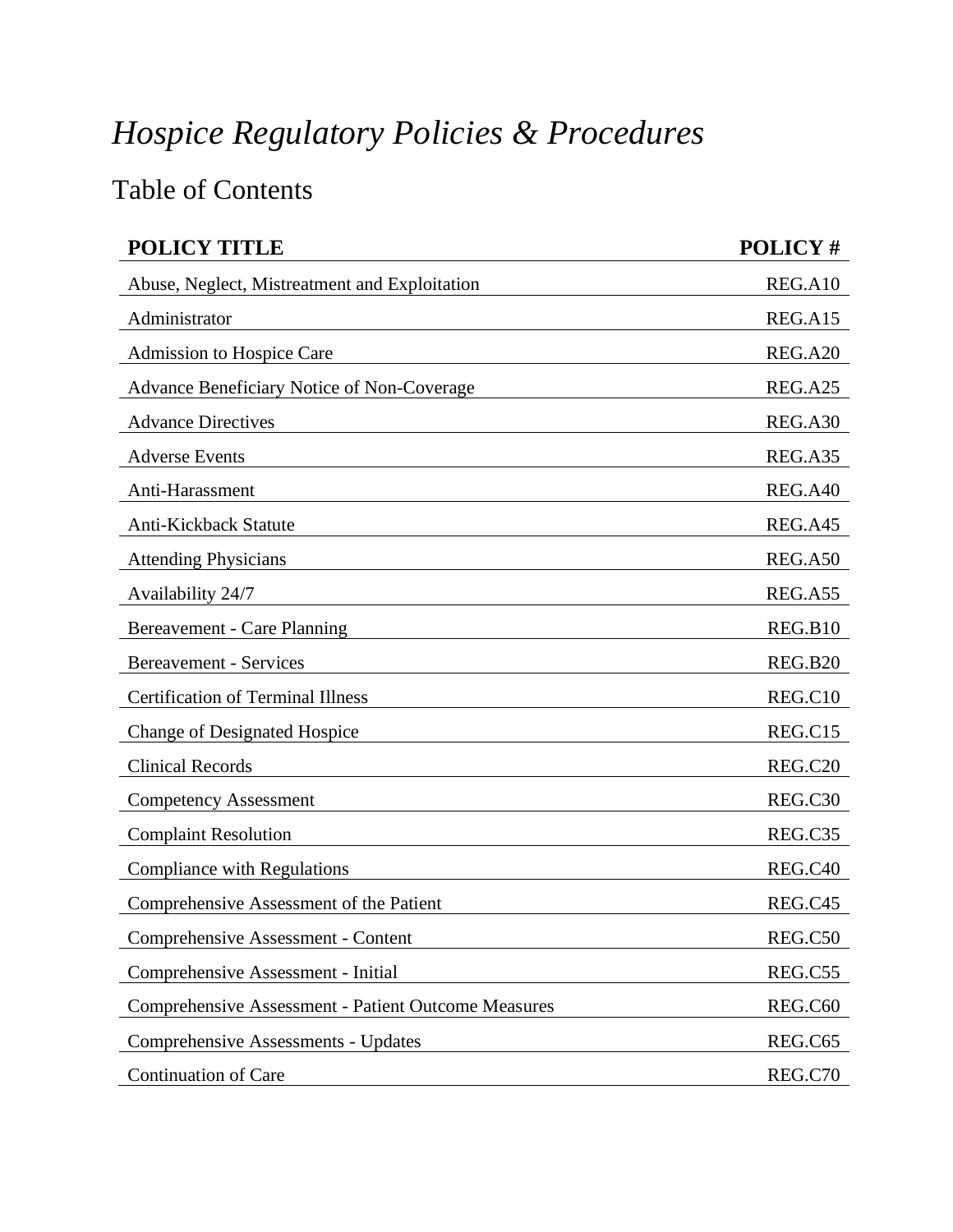# *Hospice Regulatory Policies & Procedures*

## Table of Contents

| POLICY TITLE | POLICY # |
| --- | --- |
| Abuse, Neglect, Mistreatment and Exploitation | REG.A10 |
| Administrator | REG.A15 |
| Admission to Hospice Care | REG.A20 |
| Advance Beneficiary Notice of Non-Coverage | REG.A25 |
| Advance Directives | REG.A30 |
| Adverse Events | REG.A35 |
| Anti-Harassment | REG.A40 |
| Anti-Kickback Statute | REG.A45 |
| Attending Physicians | REG.A50 |
| Availability 24/7 | REG.A55 |
| Bereavement - Care Planning | REG.B10 |
| Bereavement - Services | REG.B20 |
| Certification of Terminal Illness | REG.C10 |
| Change of Designated Hospice | REG.C15 |
| Clinical Records | REG.C20 |
| Competency Assessment | REG.C30 |
| Complaint Resolution | REG.C35 |
| Compliance with Regulations | REG.C40 |
| Comprehensive Assessment of the Patient | REG.C45 |
| Comprehensive Assessment - Content | REG.C50 |
| Comprehensive Assessment - Initial | REG.C55 |
| Comprehensive Assessment - Patient Outcome Measures | REG.C60 |
| Comprehensive Assessments - Updates | REG.C65 |
| Continuation of Care | REG.C70 |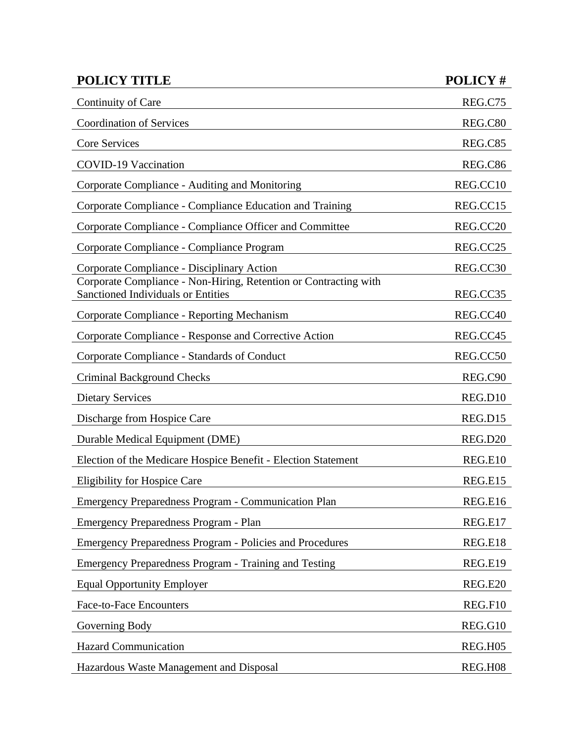| POLICY TITLE | POLICY # |
|---|---|
| Continuity of Care | REG.C75 |
| Coordination of Services | REG.C80 |
| Core Services | REG.C85 |
| COVID-19 Vaccination | REG.C86 |
| Corporate Compliance - Auditing and Monitoring | REG.CC10 |
| Corporate Compliance - Compliance Education and Training | REG.CC15 |
| Corporate Compliance - Compliance Officer and Committee | REG.CC20 |
| Corporate Compliance - Compliance Program | REG.CC25 |
| Corporate Compliance - Disciplinary Action | REG.CC30 |
| Corporate Compliance - Non-Hiring, Retention or Contracting with Sanctioned Individuals or Entities | REG.CC35 |
| Corporate Compliance - Reporting Mechanism | REG.CC40 |
| Corporate Compliance - Response and Corrective Action | REG.CC45 |
| Corporate Compliance - Standards of Conduct | REG.CC50 |
| Criminal Background Checks | REG.C90 |
| Dietary Services | REG.D10 |
| Discharge from Hospice Care | REG.D15 |
| Durable Medical Equipment (DME) | REG.D20 |
| Election of the Medicare Hospice Benefit - Election Statement | REG.E10 |
| Eligibility for Hospice Care | REG.E15 |
| Emergency Preparedness Program - Communication Plan | REG.E16 |
| Emergency Preparedness Program - Plan | REG.E17 |
| Emergency Preparedness Program - Policies and Procedures | REG.E18 |
| Emergency Preparedness Program - Training and Testing | REG.E19 |
| Equal Opportunity Employer | REG.E20 |
| Face-to-Face Encounters | REG.F10 |
| Governing Body | REG.G10 |
| Hazard Communication | REG.H05 |
| Hazardous Waste Management and Disposal | REG.H08 |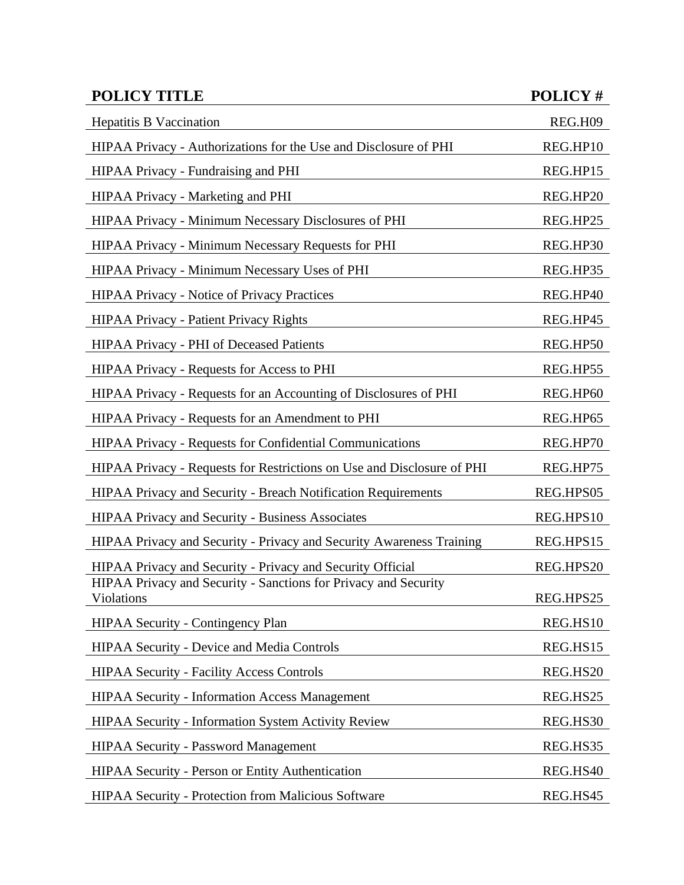| POLICY TITLE | POLICY # |
| --- | --- |
| Hepatitis B Vaccination | REG.H09 |
| HIPAA Privacy - Authorizations for the Use and Disclosure of PHI | REG.HP10 |
| HIPAA Privacy - Fundraising and PHI | REG.HP15 |
| HIPAA Privacy - Marketing and PHI | REG.HP20 |
| HIPAA Privacy - Minimum Necessary Disclosures of PHI | REG.HP25 |
| HIPAA Privacy - Minimum Necessary Requests for PHI | REG.HP30 |
| HIPAA Privacy - Minimum Necessary Uses of PHI | REG.HP35 |
| HIPAA Privacy - Notice of Privacy Practices | REG.HP40 |
| HIPAA Privacy - Patient Privacy Rights | REG.HP45 |
| HIPAA Privacy - PHI of Deceased Patients | REG.HP50 |
| HIPAA Privacy - Requests for Access to PHI | REG.HP55 |
| HIPAA Privacy - Requests for an Accounting of Disclosures of PHI | REG.HP60 |
| HIPAA Privacy - Requests for an Amendment to PHI | REG.HP65 |
| HIPAA Privacy - Requests for Confidential Communications | REG.HP70 |
| HIPAA Privacy - Requests for Restrictions on Use and Disclosure of PHI | REG.HP75 |
| HIPAA Privacy and Security - Breach Notification Requirements | REG.HPS05 |
| HIPAA Privacy and Security - Business Associates | REG.HPS10 |
| HIPAA Privacy and Security - Privacy and Security Awareness Training | REG.HPS15 |
| HIPAA Privacy and Security - Privacy and Security Official | REG.HPS20 |
| HIPAA Privacy and Security - Sanctions for Privacy and Security Violations | REG.HPS25 |
| HIPAA Security - Contingency Plan | REG.HS10 |
| HIPAA Security - Device and Media Controls | REG.HS15 |
| HIPAA Security - Facility Access Controls | REG.HS20 |
| HIPAA Security - Information Access Management | REG.HS25 |
| HIPAA Security - Information System Activity Review | REG.HS30 |
| HIPAA Security - Password Management | REG.HS35 |
| HIPAA Security - Person or Entity Authentication | REG.HS40 |
| HIPAA Security - Protection from Malicious Software | REG.HS45 |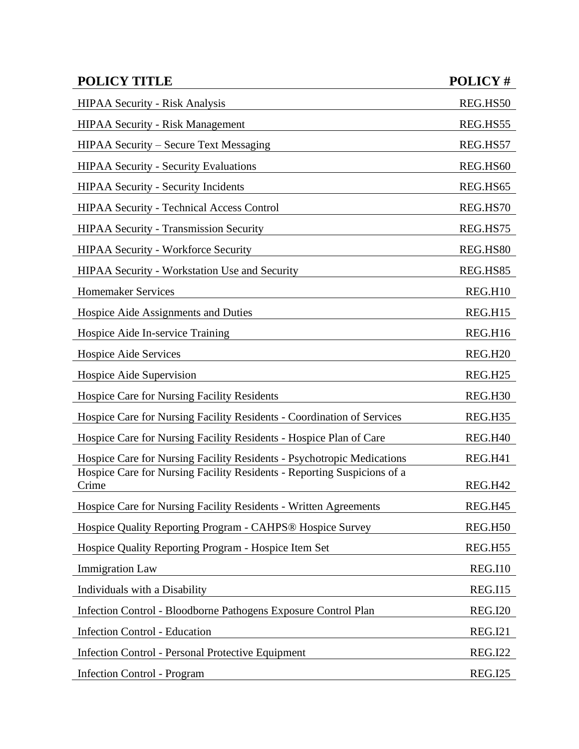| POLICY TITLE | POLICY # |
| --- | --- |
| HIPAA Security - Risk Analysis | REG.HS50 |
| HIPAA Security - Risk Management | REG.HS55 |
| HIPAA Security – Secure Text Messaging | REG.HS57 |
| HIPAA Security - Security Evaluations | REG.HS60 |
| HIPAA Security - Security Incidents | REG.HS65 |
| HIPAA Security - Technical Access Control | REG.HS70 |
| HIPAA Security - Transmission Security | REG.HS75 |
| HIPAA Security - Workforce Security | REG.HS80 |
| HIPAA Security - Workstation Use and Security | REG.HS85 |
| Homemaker Services | REG.H10 |
| Hospice Aide Assignments and Duties | REG.H15 |
| Hospice Aide In-service Training | REG.H16 |
| Hospice Aide Services | REG.H20 |
| Hospice Aide Supervision | REG.H25 |
| Hospice Care for Nursing Facility Residents | REG.H30 |
| Hospice Care for Nursing Facility Residents - Coordination of Services | REG.H35 |
| Hospice Care for Nursing Facility Residents - Hospice Plan of Care | REG.H40 |
| Hospice Care for Nursing Facility Residents - Psychotropic Medications | REG.H41 |
| Hospice Care for Nursing Facility Residents - Reporting Suspicions of a Crime | REG.H42 |
| Hospice Care for Nursing Facility Residents - Written Agreements | REG.H45 |
| Hospice Quality Reporting Program - CAHPS® Hospice Survey | REG.H50 |
| Hospice Quality Reporting Program - Hospice Item Set | REG.H55 |
| Immigration Law | REG.I10 |
| Individuals with a Disability | REG.I15 |
| Infection Control - Bloodborne Pathogens Exposure Control Plan | REG.I20 |
| Infection Control - Education | REG.I21 |
| Infection Control - Personal Protective Equipment | REG.I22 |
| Infection Control - Program | REG.I25 |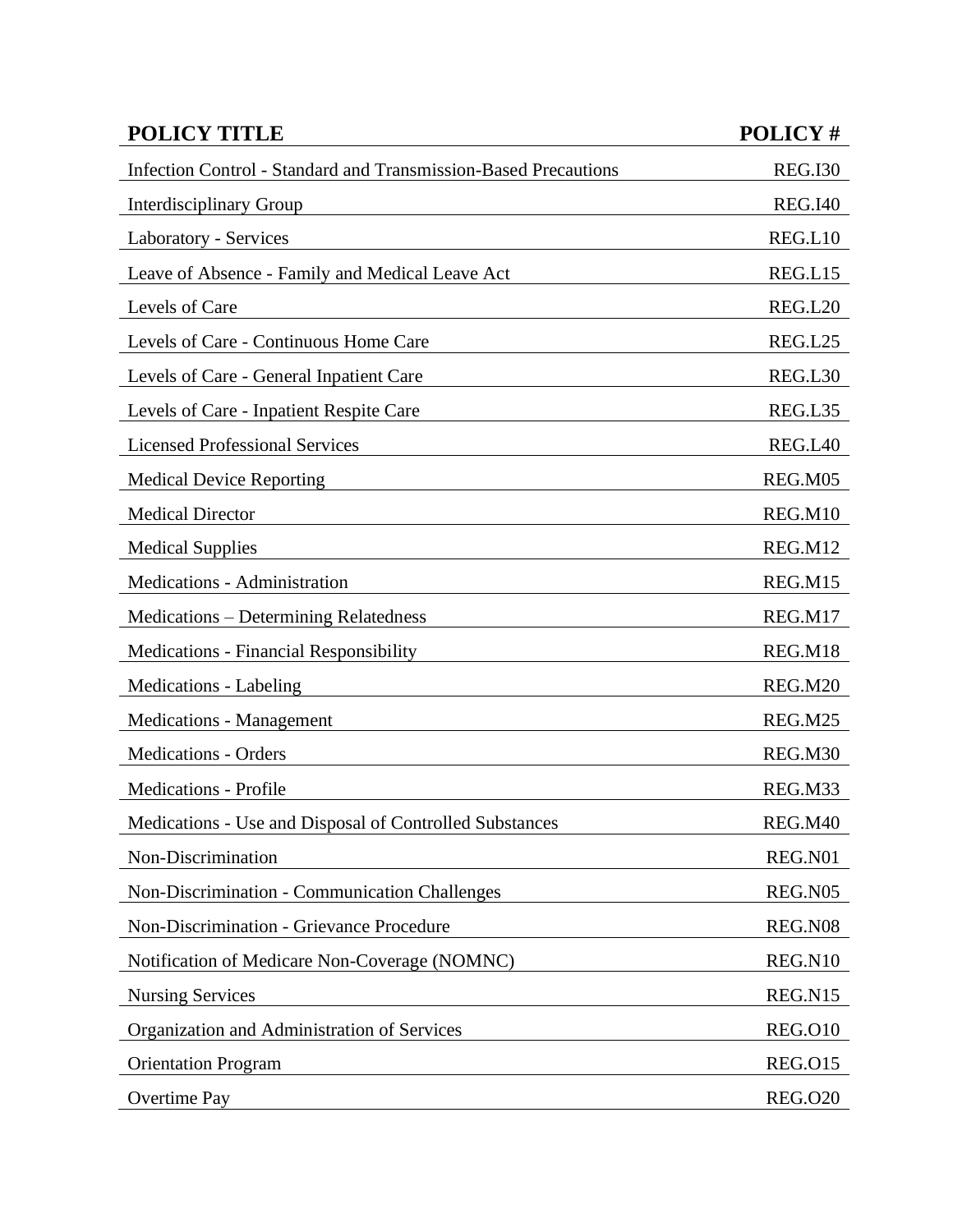| POLICY TITLE | POLICY # |
|---|---|
| Infection Control - Standard and Transmission-Based Precautions | REG.I30 |
| Interdisciplinary Group | REG.I40 |
| Laboratory - Services | REG.L10 |
| Leave of Absence - Family and Medical Leave Act | REG.L15 |
| Levels of Care | REG.L20 |
| Levels of Care - Continuous Home Care | REG.L25 |
| Levels of Care - General Inpatient Care | REG.L30 |
| Levels of Care - Inpatient Respite Care | REG.L35 |
| Licensed Professional Services | REG.L40 |
| Medical Device Reporting | REG.M05 |
| Medical Director | REG.M10 |
| Medical Supplies | REG.M12 |
| Medications - Administration | REG.M15 |
| Medications – Determining Relatedness | REG.M17 |
| Medications - Financial Responsibility | REG.M18 |
| Medications - Labeling | REG.M20 |
| Medications - Management | REG.M25 |
| Medications - Orders | REG.M30 |
| Medications - Profile | REG.M33 |
| Medications - Use and Disposal of Controlled Substances | REG.M40 |
| Non-Discrimination | REG.N01 |
| Non-Discrimination - Communication Challenges | REG.N05 |
| Non-Discrimination - Grievance Procedure | REG.N08 |
| Notification of Medicare Non-Coverage (NOMNC) | REG.N10 |
| Nursing Services | REG.N15 |
| Organization and Administration of Services | REG.O10 |
| Orientation Program | REG.O15 |
| Overtime Pay | REG.O20 |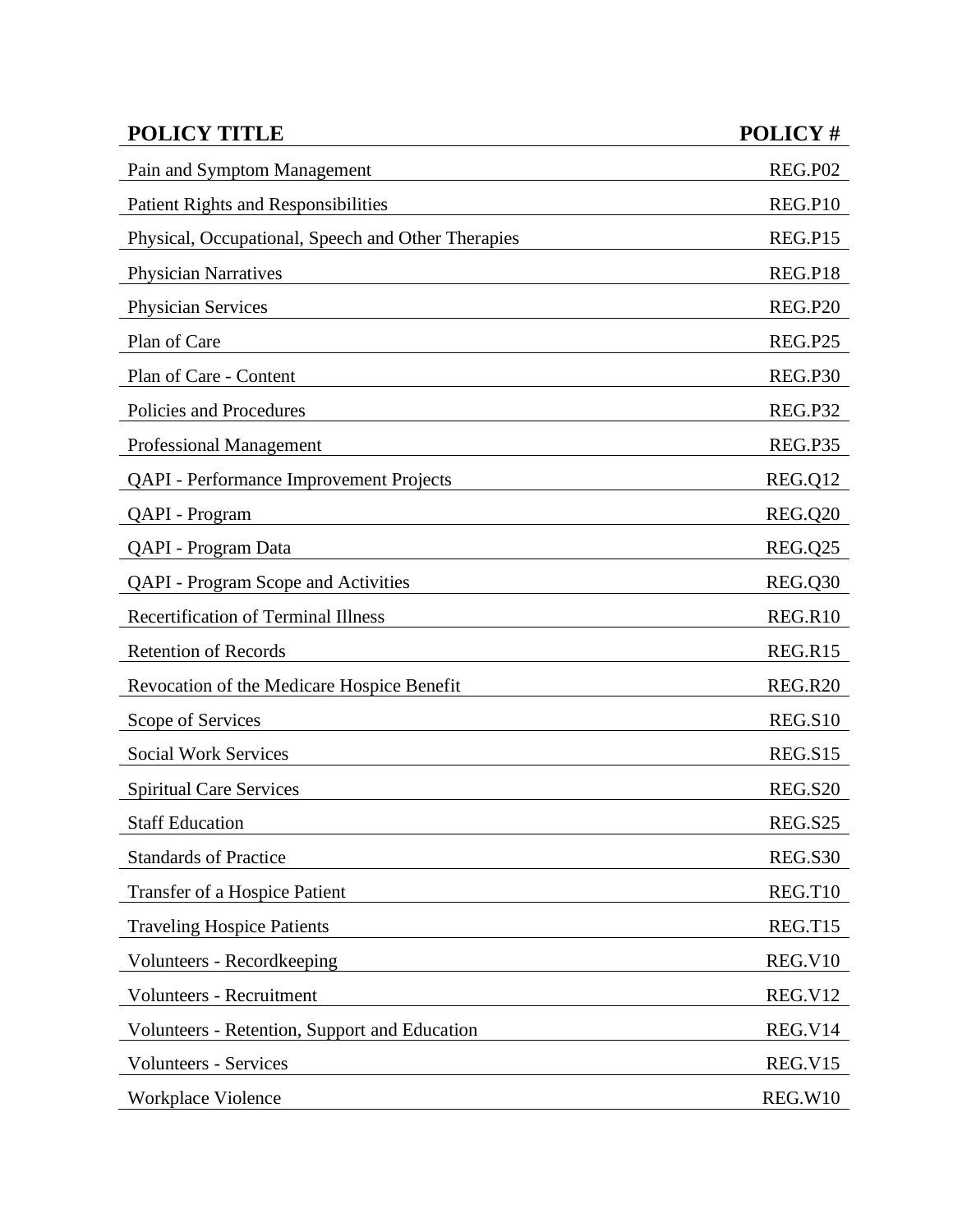| POLICY TITLE | POLICY # |
|---|---|
| Pain and Symptom Management | REG.P02 |
| Patient Rights and Responsibilities | REG.P10 |
| Physical, Occupational, Speech and Other Therapies | REG.P15 |
| Physician Narratives | REG.P18 |
| Physician Services | REG.P20 |
| Plan of Care | REG.P25 |
| Plan of Care - Content | REG.P30 |
| Policies and Procedures | REG.P32 |
| Professional Management | REG.P35 |
| QAPI - Performance Improvement Projects | REG.Q12 |
| QAPI - Program | REG.Q20 |
| QAPI - Program Data | REG.Q25 |
| QAPI - Program Scope and Activities | REG.Q30 |
| Recertification of Terminal Illness | REG.R10 |
| Retention of Records | REG.R15 |
| Revocation of the Medicare Hospice Benefit | REG.R20 |
| Scope of Services | REG.S10 |
| Social Work Services | REG.S15 |
| Spiritual Care Services | REG.S20 |
| Staff Education | REG.S25 |
| Standards of Practice | REG.S30 |
| Transfer of a Hospice Patient | REG.T10 |
| Traveling Hospice Patients | REG.T15 |
| Volunteers - Recordkeeping | REG.V10 |
| Volunteers - Recruitment | REG.V12 |
| Volunteers - Retention, Support and Education | REG.V14 |
| Volunteers - Services | REG.V15 |
| Workplace Violence | REG.W10 |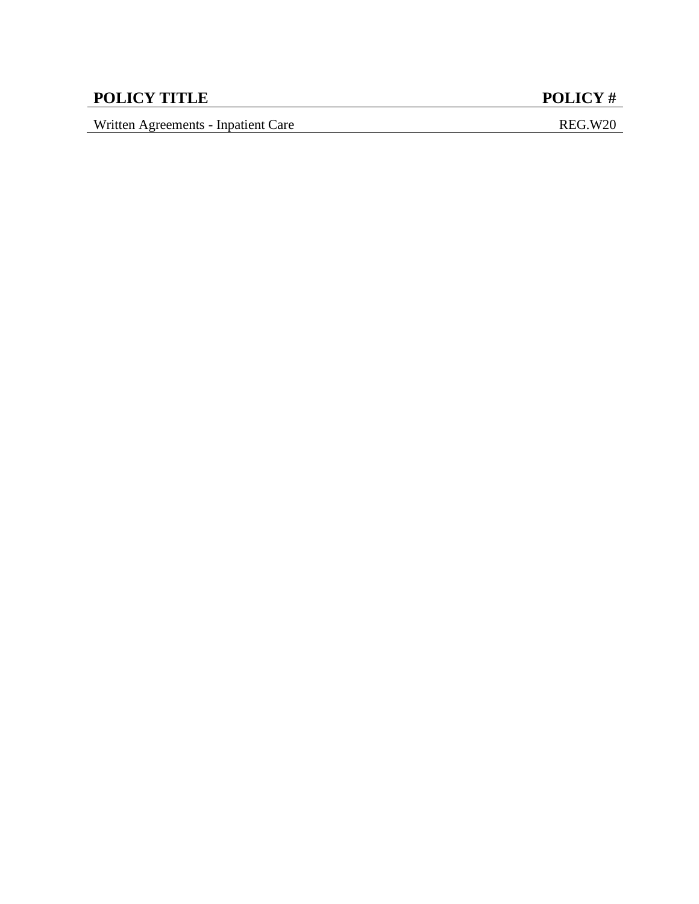| **POLICY TITLE** | **POLICY #** |
| --- | --- |
| Written Agreements - Inpatient Care | REG.W20 |